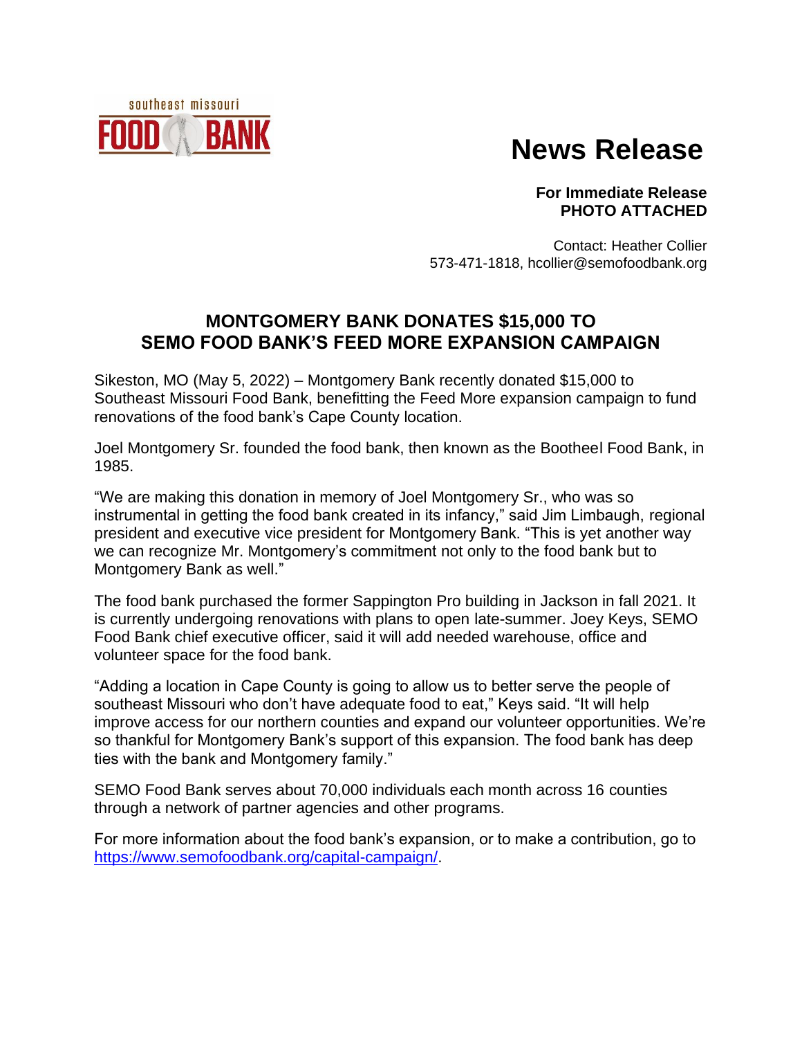southeast missouri FOOD BANK

# News Release

**For Immediate Release**
**PHOTO ATTACHED**

Contact: Heather Collier
573-471-1818, hcollier@semofoodbank.org

## MONTGOMERY BANK DONATES $15,000 TO SEMO FOOD BANK'S FEED MORE EXPANSION CAMPAIGN

Sikeston, MO (May 5, 2022) – Montgomery Bank recently donated $15,000 to Southeast Missouri Food Bank, benefitting the Feed More expansion campaign to fund renovations of the food bank's Cape County location.

Joel Montgomery Sr. founded the food bank, then known as the Bootheel Food Bank, in 1985.

"We are making this donation in memory of Joel Montgomery Sr., who was so instrumental in getting the food bank created in its infancy," said Jim Limbaugh, regional president and executive vice president for Montgomery Bank. "This is yet another way we can recognize Mr. Montgomery's commitment not only to the food bank but to Montgomery Bank as well."

The food bank purchased the former Sappington Pro building in Jackson in fall 2021. It is currently undergoing renovations with plans to open late-summer. Joey Keys, SEMO Food Bank chief executive officer, said it will add needed warehouse, office and volunteer space for the food bank.

"Adding a location in Cape County is going to allow us to better serve the people of southeast Missouri who don't have adequate food to eat," Keys said. "It will help improve access for our northern counties and expand our volunteer opportunities. We're so thankful for Montgomery Bank's support of this expansion. The food bank has deep ties with the bank and Montgomery family."

SEMO Food Bank serves about 70,000 individuals each month across 16 counties through a network of partner agencies and other programs.

For more information about the food bank's expansion, or to make a contribution, go to https://www.semofoodbank.org/capital-campaign/.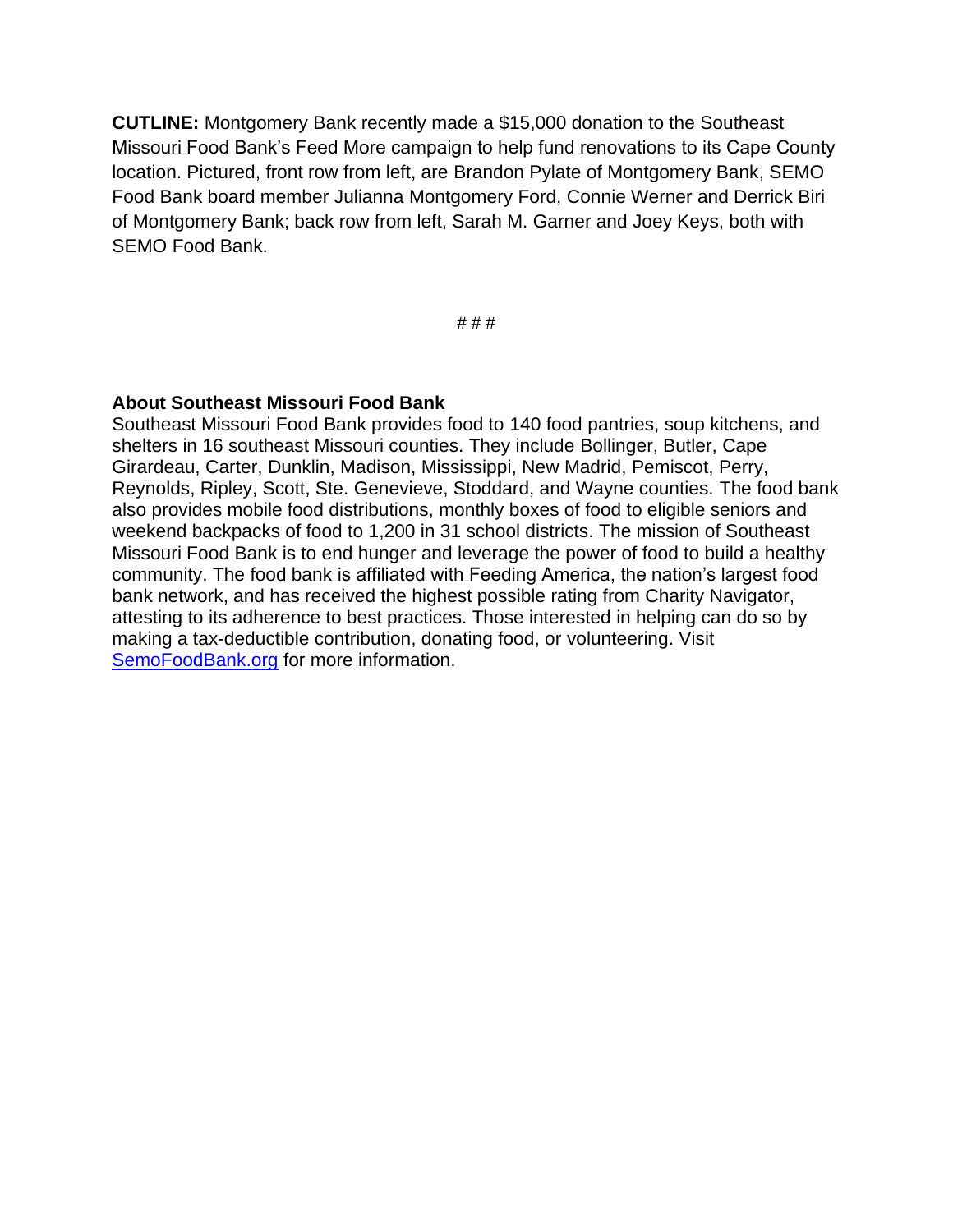**CUTLINE:** Montgomery Bank recently made a $15,000 donation to the Southeast Missouri Food Bank's Feed More campaign to help fund renovations to its Cape County location. Pictured, front row from left, are Brandon Pylate of Montgomery Bank, SEMO Food Bank board member Julianna Montgomery Ford, Connie Werner and Derrick Biri of Montgomery Bank; back row from left, Sarah M. Garner and Joey Keys, both with SEMO Food Bank.

# # #

**About Southeast Missouri Food Bank**
Southeast Missouri Food Bank provides food to 140 food pantries, soup kitchens, and shelters in 16 southeast Missouri counties. They include Bollinger, Butler, Cape Girardeau, Carter, Dunklin, Madison, Mississippi, New Madrid, Pemiscot, Perry, Reynolds, Ripley, Scott, Ste. Genevieve, Stoddard, and Wayne counties. The food bank also provides mobile food distributions, monthly boxes of food to eligible seniors and weekend backpacks of food to 1,200 in 31 school districts. The mission of Southeast Missouri Food Bank is to end hunger and leverage the power of food to build a healthy community. The food bank is affiliated with Feeding America, the nation's largest food bank network, and has received the highest possible rating from Charity Navigator, attesting to its adherence to best practices. Those interested in helping can do so by making a tax-deductible contribution, donating food, or volunteering. Visit [SemoFoodBank.org](http://SemoFoodBank.org) for more information.